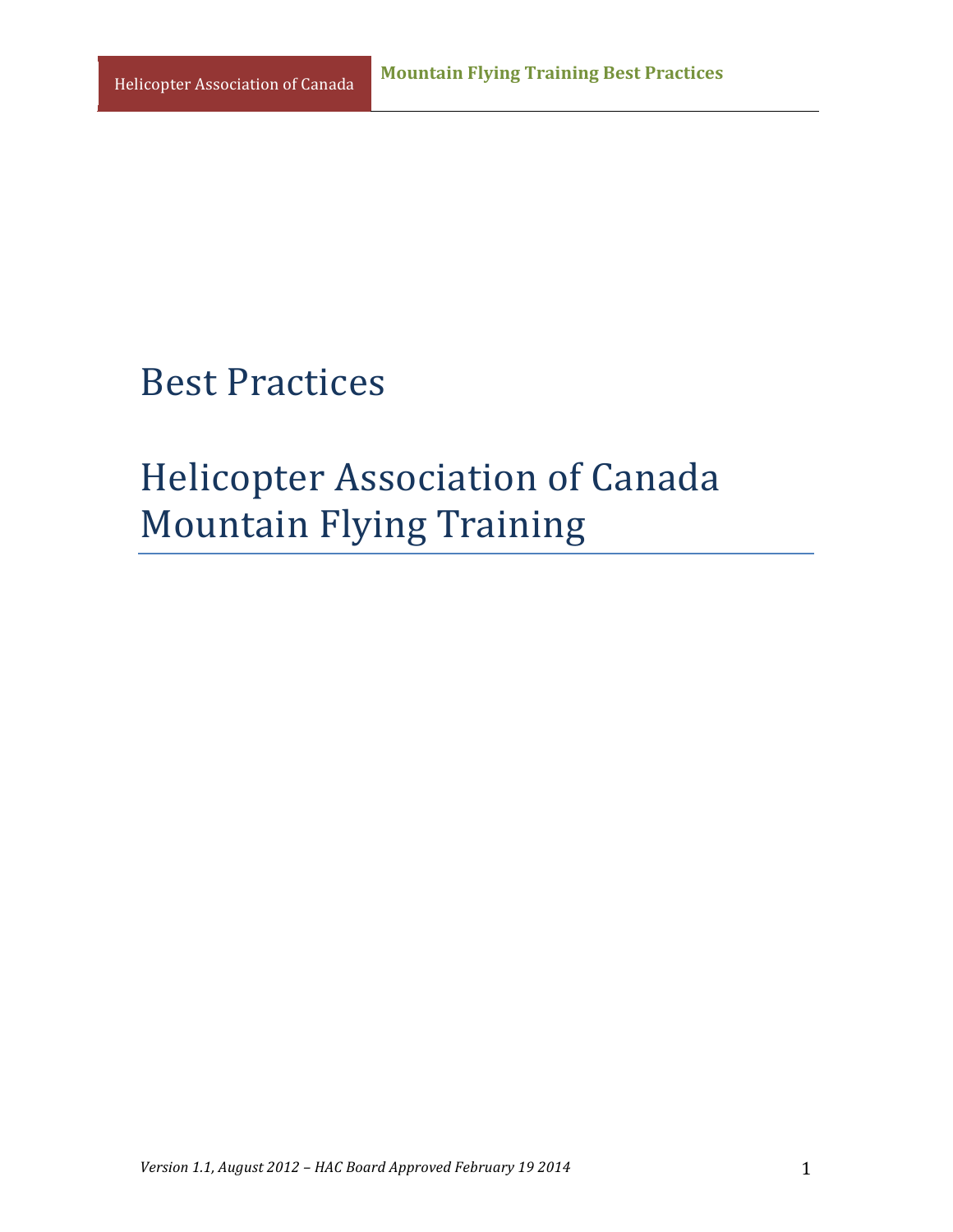# Best Practices

# Helicopter Association of Canada Mountain Flying Training

*Version 1.1, August 2012 – HAC Board Approved February 19 2014*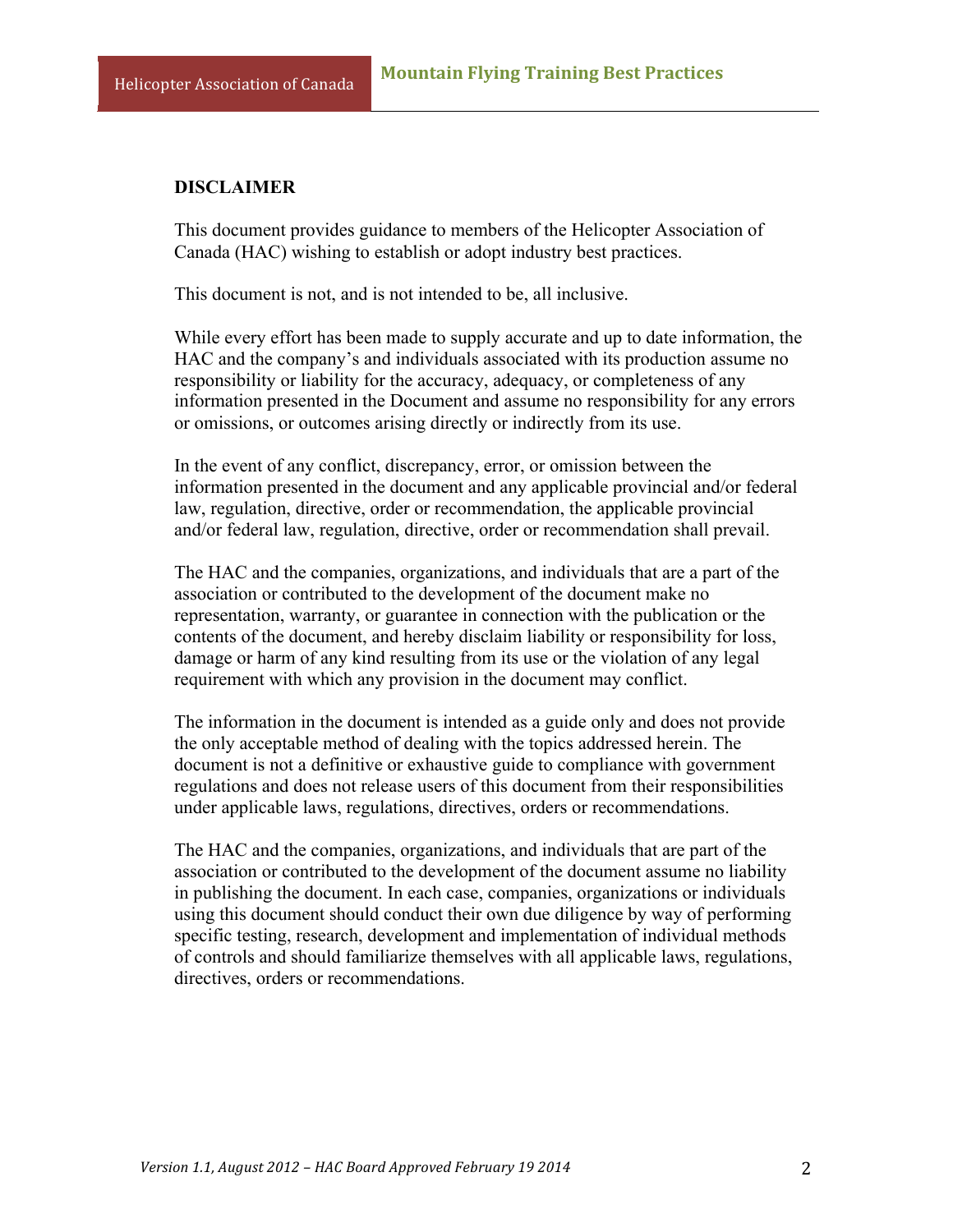**DISCLAIMER**

This document provides guidance to members of the Helicopter Association of Canada (HAC) wishing to establish or adopt industry best practices.

This document is not, and is not intended to be, all inclusive.

While every effort has been made to supply accurate and up to date information, the HAC and the company's and individuals associated with its production assume no responsibility or liability for the accuracy, adequacy, or completeness of any information presented in the Document and assume no responsibility for any errors or omissions, or outcomes arising directly or indirectly from its use.

In the event of any conflict, discrepancy, error, or omission between the information presented in the document and any applicable provincial and/or federal law, regulation, directive, order or recommendation, the applicable provincial and/or federal law, regulation, directive, order or recommendation shall prevail.

The HAC and the companies, organizations, and individuals that are a part of the association or contributed to the development of the document make no representation, warranty, or guarantee in connection with the publication or the contents of the document, and hereby disclaim liability or responsibility for loss, damage or harm of any kind resulting from its use or the violation of any legal requirement with which any provision in the document may conflict.

The information in the document is intended as a guide only and does not provide the only acceptable method of dealing with the topics addressed herein. The document is not a definitive or exhaustive guide to compliance with government regulations and does not release users of this document from their responsibilities under applicable laws, regulations, directives, orders or recommendations.

The HAC and the companies, organizations, and individuals that are part of the association or contributed to the development of the document assume no liability in publishing the document. In each case, companies, organizations or individuals using this document should conduct their own due diligence by way of performing specific testing, research, development and implementation of individual methods of controls and should familiarize themselves with all applicable laws, regulations, directives, orders or recommendations.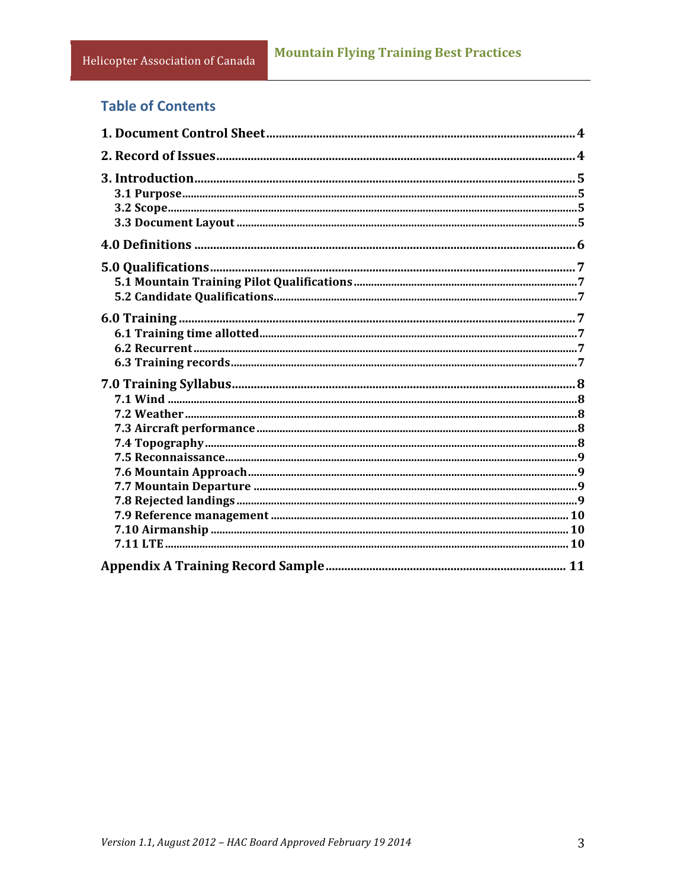## Table of Contents

**1. Document Control Sheet** .................................................. 4

**2. Record of Issues** .................................................. 4

**3. Introduction** .................................................. 5
- **3.1 Purpose** .................................................. 5
- **3.2 Scope** .................................................. 5
- **3.3 Document Layout** .................................................. 5

**4.0 Definitions** .................................................. 6

**5.0 Qualifications** .................................................. 7
- **5.1 Mountain Training Pilot Qualifications** .................................................. 7
- **5.2 Candidate Qualifications** .................................................. 7

**6.0 Training** .................................................. 7
- **6.1 Training time allotted** .................................................. 7
- **6.2 Recurrent** .................................................. 7
- **6.3 Training records** .................................................. 7

**7.0 Training Syllabus** .................................................. 8
- **7.1 Wind** .................................................. 8
- **7.2 Weather** .................................................. 8
- **7.3 Aircraft performance** .................................................. 8
- **7.4 Topography** .................................................. 8
- **7.5 Reconnaissance** .................................................. 9
- **7.6 Mountain Approach** .................................................. 9
- **7.7 Mountain Departure** .................................................. 9
- **7.8 Rejected landings** .................................................. 9
- **7.9 Reference management** .................................................. 10
- **7.10 Airmanship** .................................................. 10
- **7.11 LTE** .................................................. 10

**Appendix A Training Record Sample** .................................................. 11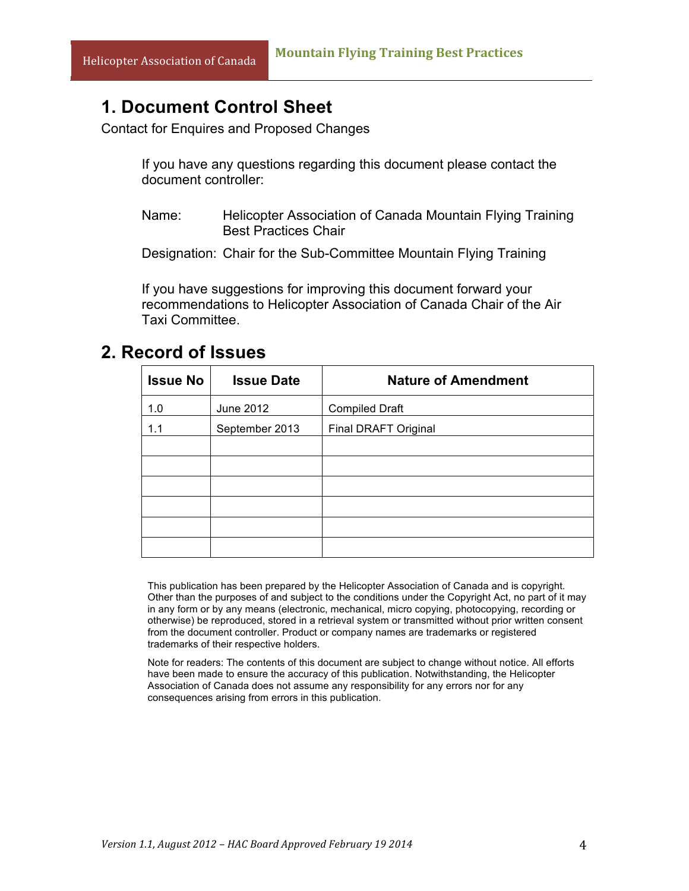# 1. Document Control Sheet

Contact for Enquires and Proposed Changes

If you have any questions regarding this document please contact the document controller:

Name: Helicopter Association of Canada Mountain Flying Training Best Practices Chair

Designation: Chair for the Sub-Committee Mountain Flying Training

If you have suggestions for improving this document forward your recommendations to Helicopter Association of Canada Chair of the Air Taxi Committee.

# 2. Record of Issues

| Issue No | Issue Date | Nature of Amendment |
|---|---|---|
| 1.0 | June 2012 | Compiled Draft |
| 1.1 | September 2013 | Final DRAFT Original |
| | | |
| | | |
| | | |
| | | |
| | | |
| | | |

This publication has been prepared by the Helicopter Association of Canada and is copyright. Other than the purposes of and subject to the conditions under the Copyright Act, no part of it may in any form or by any means (electronic, mechanical, micro copying, photocopying, recording or otherwise) be reproduced, stored in a retrieval system or transmitted without prior written consent from the document controller. Product or company names are trademarks or registered trademarks of their respective holders.

Note for readers: The contents of this document are subject to change without notice. All efforts have been made to ensure the accuracy of this publication. Notwithstanding, the Helicopter Association of Canada does not assume any responsibility for any errors nor for any consequences arising from errors in this publication.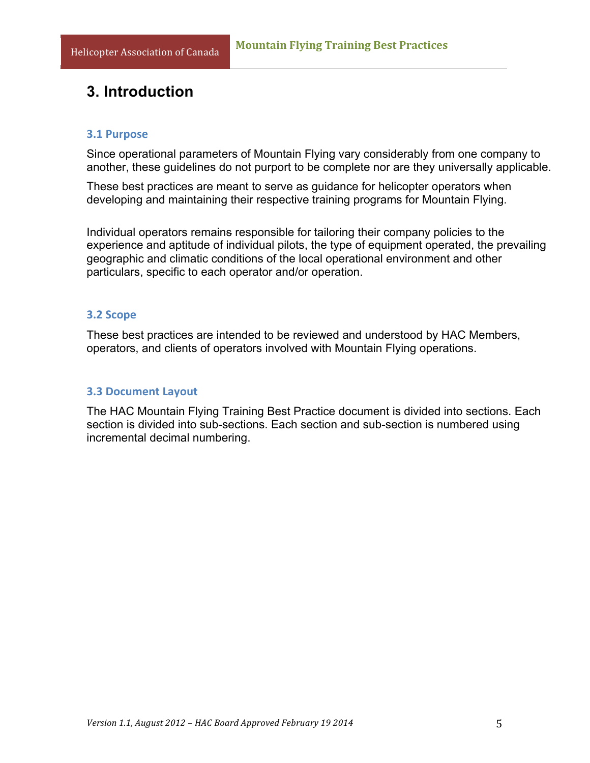# 3. Introduction

## 3.1 Purpose

Since operational parameters of Mountain Flying vary considerably from one company to another, these guidelines do not purport to be complete nor are they universally applicable.

These best practices are meant to serve as guidance for helicopter operators when developing and maintaining their respective training programs for Mountain Flying.

Individual operators remains responsible for tailoring their company policies to the experience and aptitude of individual pilots, the type of equipment operated, the prevailing geographic and climatic conditions of the local operational environment and other particulars, specific to each operator and/or operation.

## 3.2 Scope

These best practices are intended to be reviewed and understood by HAC Members, operators, and clients of operators involved with Mountain Flying operations.

## 3.3 Document Layout

The HAC Mountain Flying Training Best Practice document is divided into sections. Each section is divided into sub-sections. Each section and sub-section is numbered using incremental decimal numbering.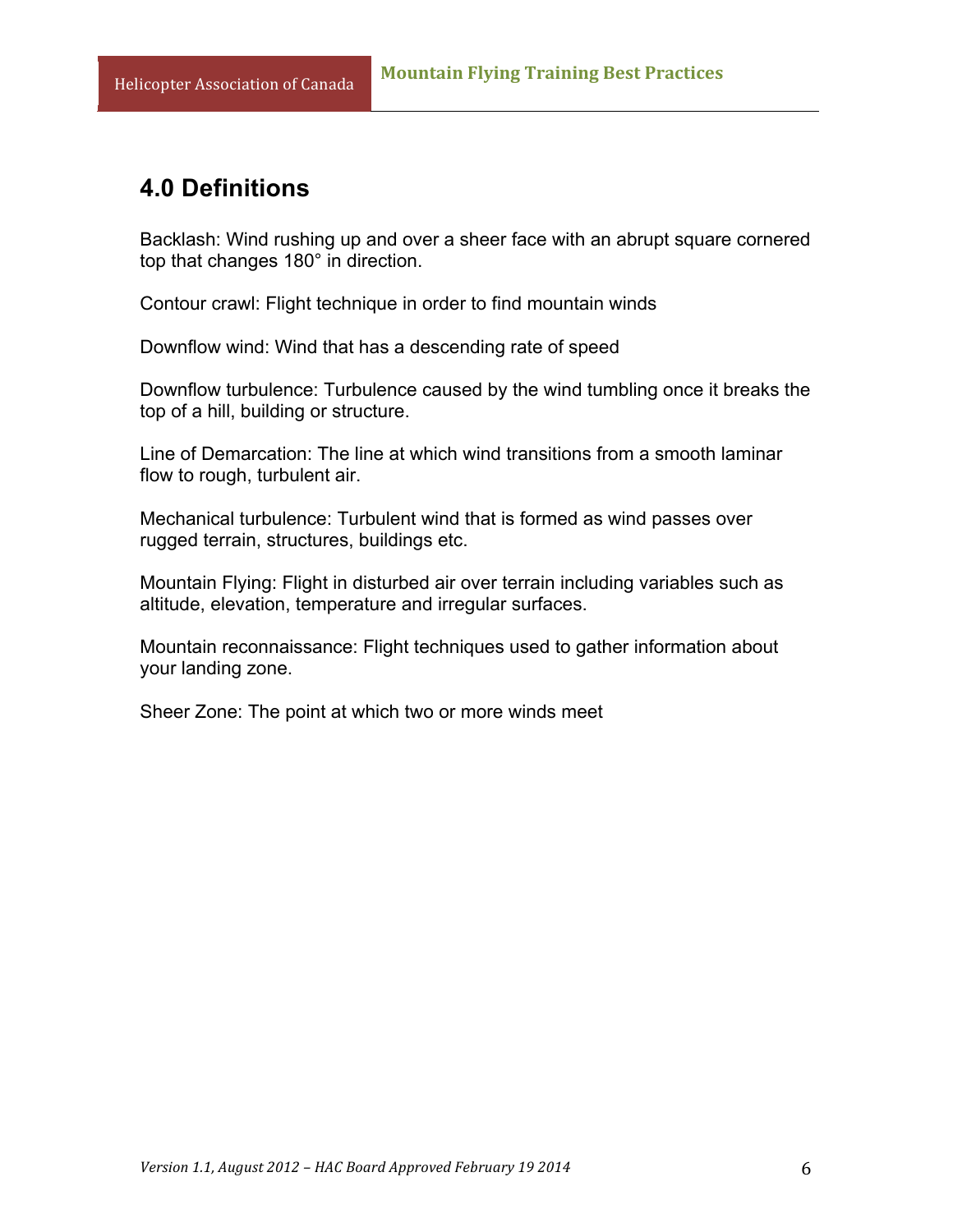## 4.0 Definitions

Backlash: Wind rushing up and over a sheer face with an abrupt square cornered top that changes 180° in direction.

Contour crawl: Flight technique in order to find mountain winds

Downflow wind: Wind that has a descending rate of speed

Downflow turbulence: Turbulence caused by the wind tumbling once it breaks the top of a hill, building or structure.

Line of Demarcation: The line at which wind transitions from a smooth laminar flow to rough, turbulent air.

Mechanical turbulence: Turbulent wind that is formed as wind passes over rugged terrain, structures, buildings etc.

Mountain Flying: Flight in disturbed air over terrain including variables such as altitude, elevation, temperature and irregular surfaces.

Mountain reconnaissance: Flight techniques used to gather information about your landing zone.

Sheer Zone: The point at which two or more winds meet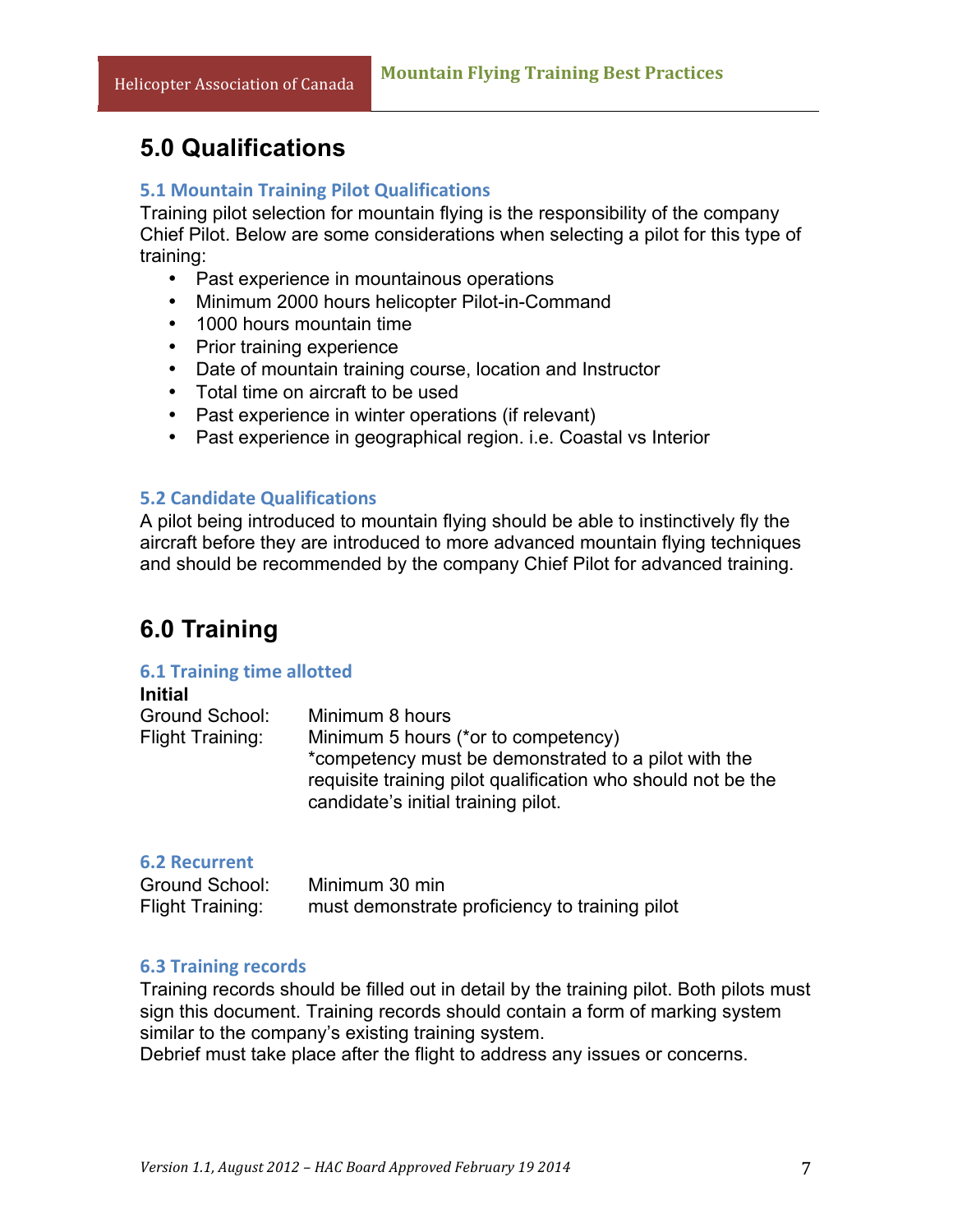# 5.0 Qualifications

### 5.1 Mountain Training Pilot Qualifications

Training pilot selection for mountain flying is the responsibility of the company Chief Pilot. Below are some considerations when selecting a pilot for this type of training:

- Past experience in mountainous operations
- Minimum 2000 hours helicopter Pilot-in-Command
- 1000 hours mountain time
- Prior training experience
- Date of mountain training course, location and Instructor
- Total time on aircraft to be used
- Past experience in winter operations (if relevant)
- Past experience in geographical region. i.e. Coastal vs Interior

### 5.2 Candidate Qualifications

A pilot being introduced to mountain flying should be able to instinctively fly the aircraft before they are introduced to more advanced mountain flying techniques and should be recommended by the company Chief Pilot for advanced training.

# 6.0 Training

### 6.1 Training time allotted

**Initial**

Ground School: Minimum 8 hours

Flight Training: Minimum 5 hours (*or to competency)
*competency must be demonstrated to a pilot with the requisite training pilot qualification who should not be the candidate's initial training pilot.

### 6.2 Recurrent

Ground School: Minimum 30 min

Flight Training: must demonstrate proficiency to training pilot

### 6.3 Training records

Training records should be filled out in detail by the training pilot. Both pilots must sign this document. Training records should contain a form of marking system similar to the company's existing training system.

Debrief must take place after the flight to address any issues or concerns.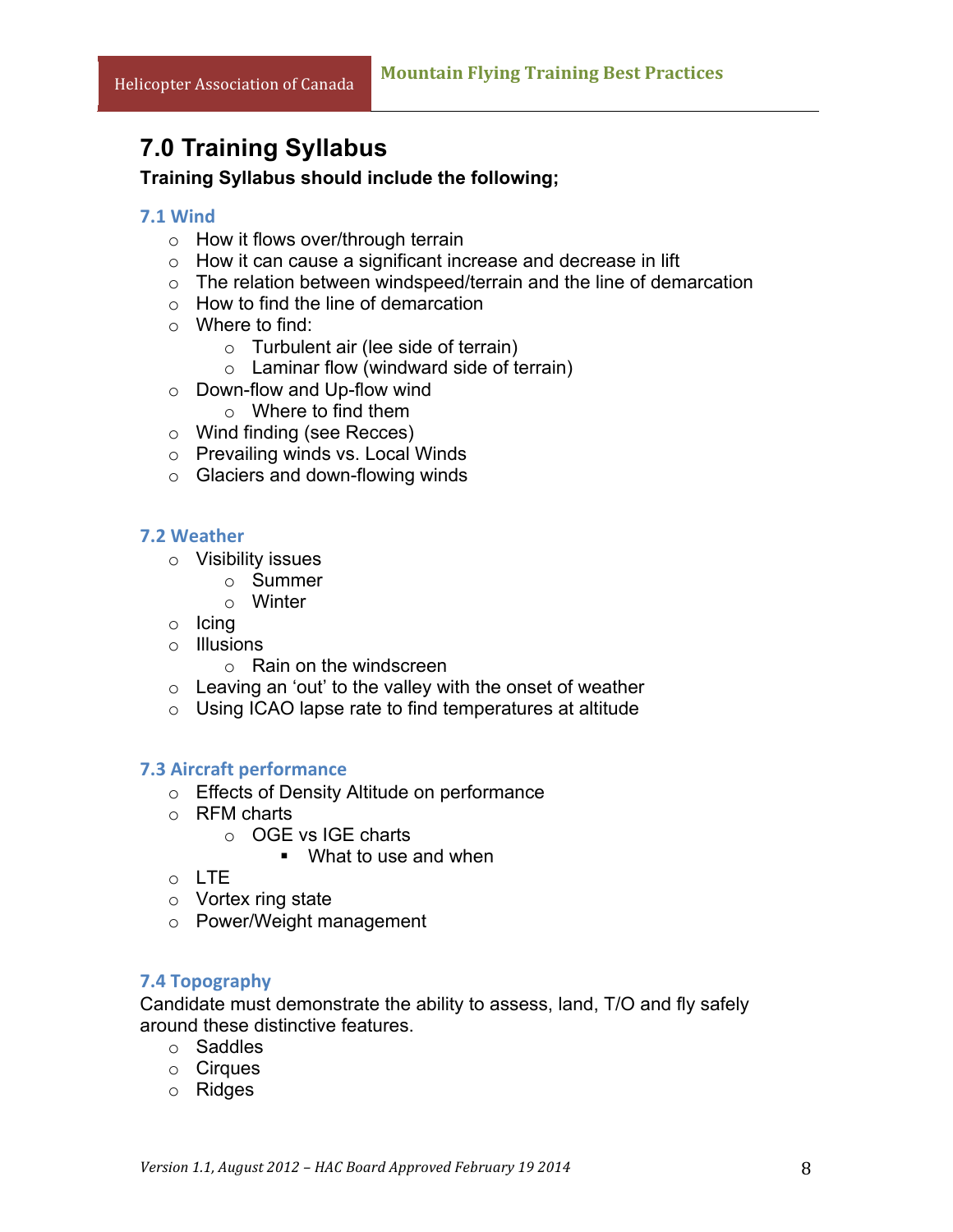# 7.0 Training Syllabus

**Training Syllabus should include the following;**

## 7.1 Wind

- How it flows over/through terrain
- How it can cause a significant increase and decrease in lift
- The relation between windspeed/terrain and the line of demarcation
- How to find the line of demarcation
- Where to find:
  - Turbulent air (lee side of terrain)
  - Laminar flow (windward side of terrain)
- Down-flow and Up-flow wind
  - Where to find them
- Wind finding (see Recces)
- Prevailing winds vs. Local Winds
- Glaciers and down-flowing winds

## 7.2 Weather

- Visibility issues
  - Summer
  - Winter
- Icing
- Illusions
  - Rain on the windscreen
- Leaving an 'out' to the valley with the onset of weather
- Using ICAO lapse rate to find temperatures at altitude

## 7.3 Aircraft performance

- Effects of Density Altitude on performance
- RFM charts
  - OGE vs IGE charts
    - What to use and when
- LTE
- Vortex ring state
- Power/Weight management

## 7.4 Topography

Candidate must demonstrate the ability to assess, land, T/O and fly safely around these distinctive features.

- Saddles
- Cirques
- Ridges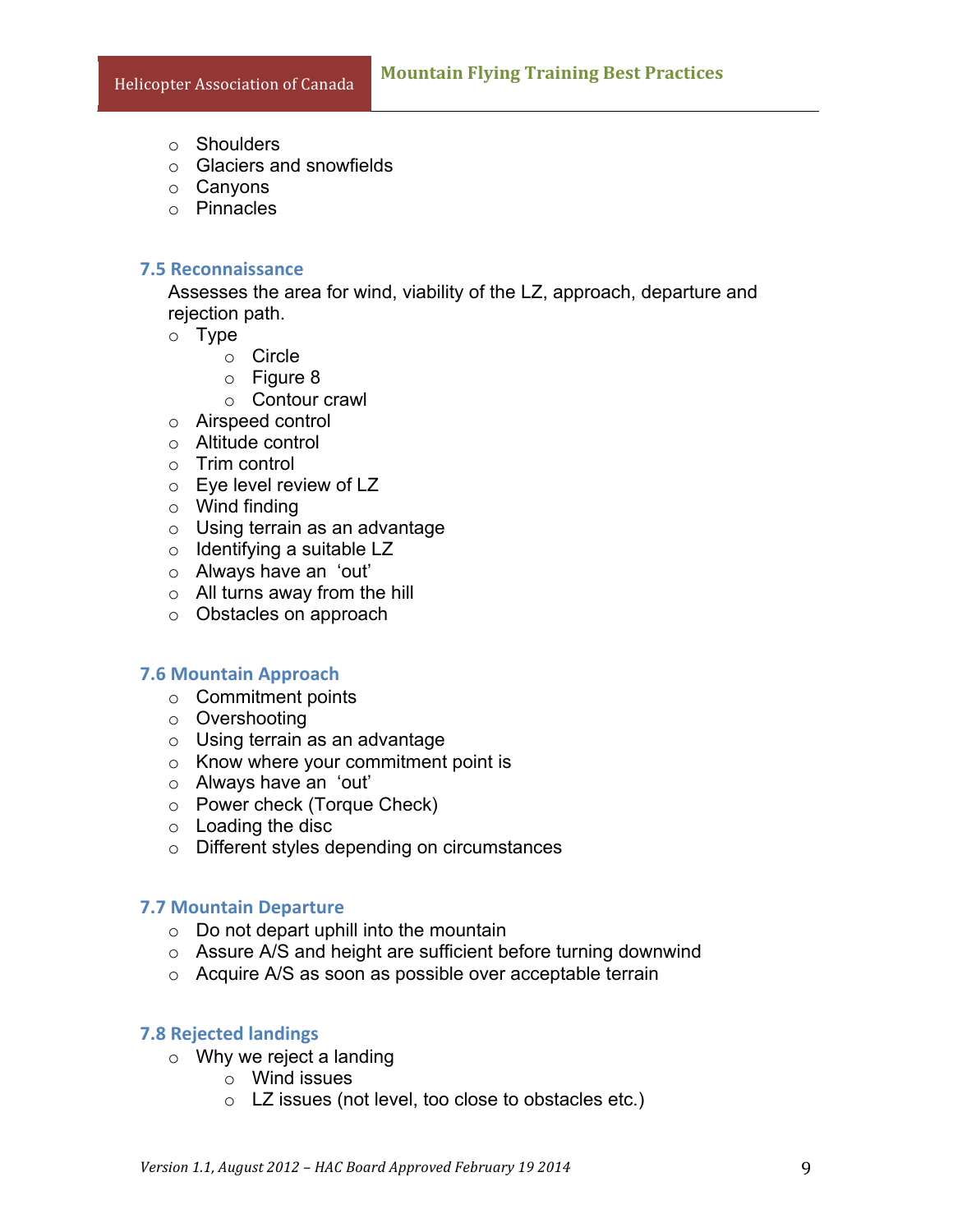- Shoulders
- Glaciers and snowfields
- Canyons
- Pinnacles

### 7.5 Reconnaissance

Assesses the area for wind, viability of the LZ, approach, departure and rejection path.

- Type
  - Circle
  - Figure 8
  - Contour crawl
- Airspeed control
- Altitude control
- Trim control
- Eye level review of LZ
- Wind finding
- Using terrain as an advantage
- Identifying a suitable LZ
- Always have an 'out'
- All turns away from the hill
- Obstacles on approach

### 7.6 Mountain Approach

- Commitment points
- Overshooting
- Using terrain as an advantage
- Know where your commitment point is
- Always have an 'out'
- Power check (Torque Check)
- Loading the disc
- Different styles depending on circumstances

### 7.7 Mountain Departure

- Do not depart uphill into the mountain
- Assure A/S and height are sufficient before turning downwind
- Acquire A/S as soon as possible over acceptable terrain

### 7.8 Rejected landings

- Why we reject a landing
  - Wind issues
  - LZ issues (not level, too close to obstacles etc.)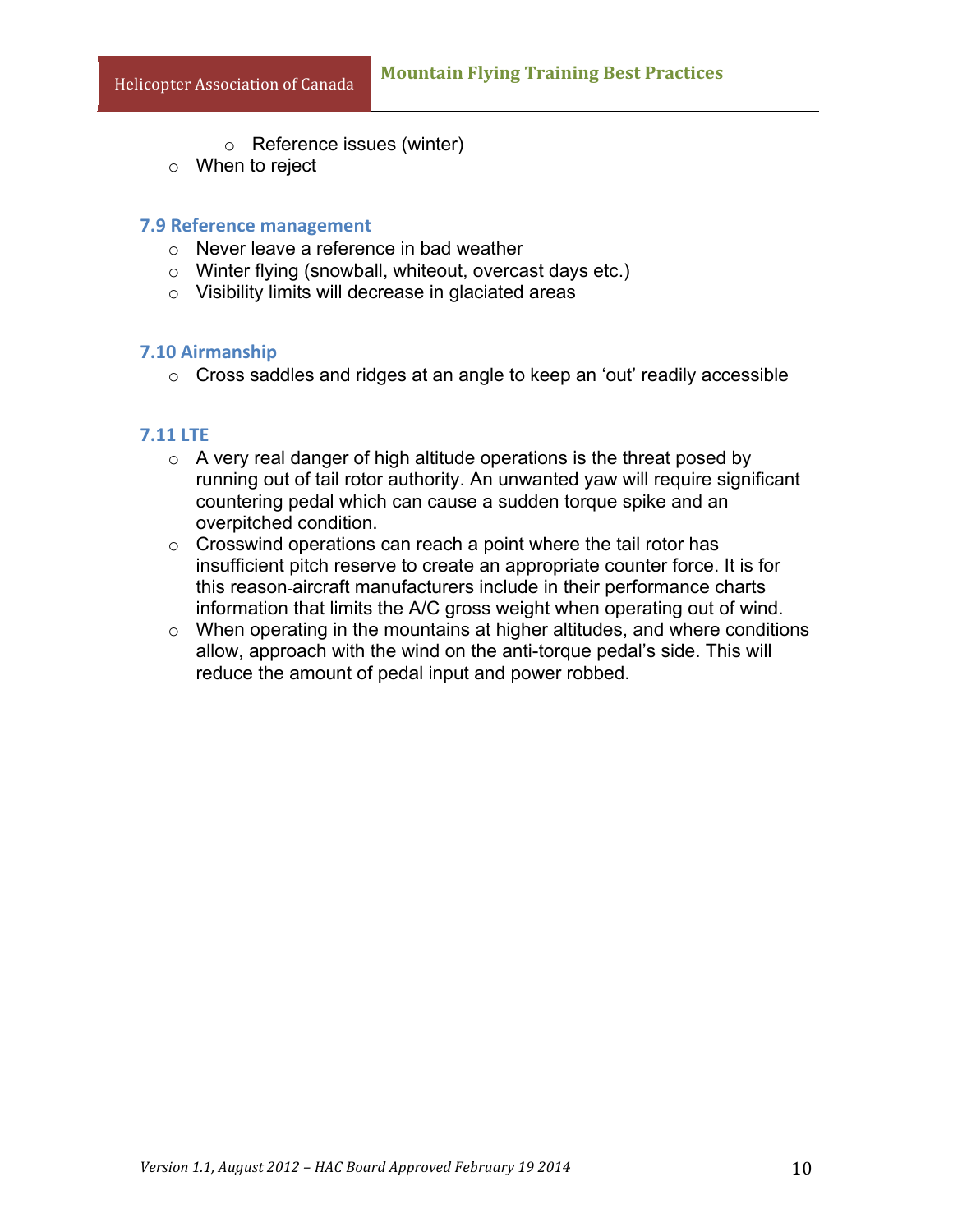- Reference issues (winter)
  - When to reject

### 7.9 Reference management

- Never leave a reference in bad weather
- Winter flying (snowball, whiteout, overcast days etc.)
- Visibility limits will decrease in glaciated areas

### 7.10 Airmanship

- Cross saddles and ridges at an angle to keep an 'out' readily accessible

### 7.11 LTE

- A very real danger of high altitude operations is the threat posed by running out of tail rotor authority. An unwanted yaw will require significant countering pedal which can cause a sudden torque spike and an overpitched condition.
- Crosswind operations can reach a point where the tail rotor has insufficient pitch reserve to create an appropriate counter force. It is for this reason aircraft manufacturers include in their performance charts information that limits the A/C gross weight when operating out of wind.
- When operating in the mountains at higher altitudes, and where conditions allow, approach with the wind on the anti-torque pedal's side. This will reduce the amount of pedal input and power robbed.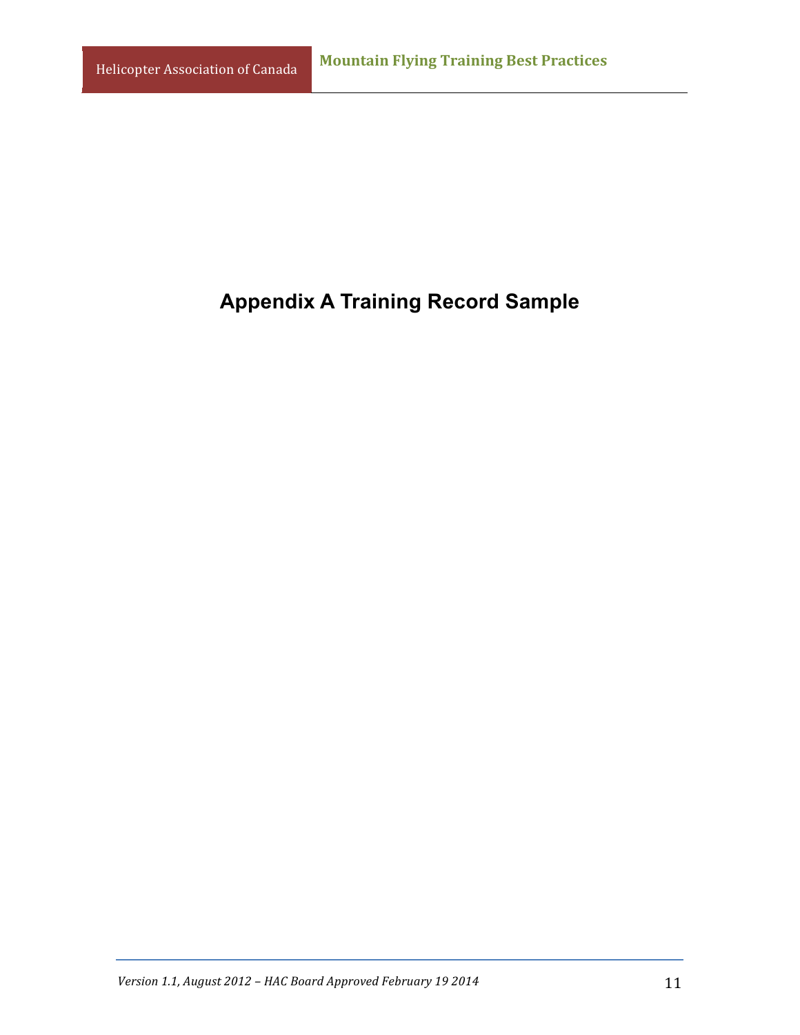# Appendix A Training Record Sample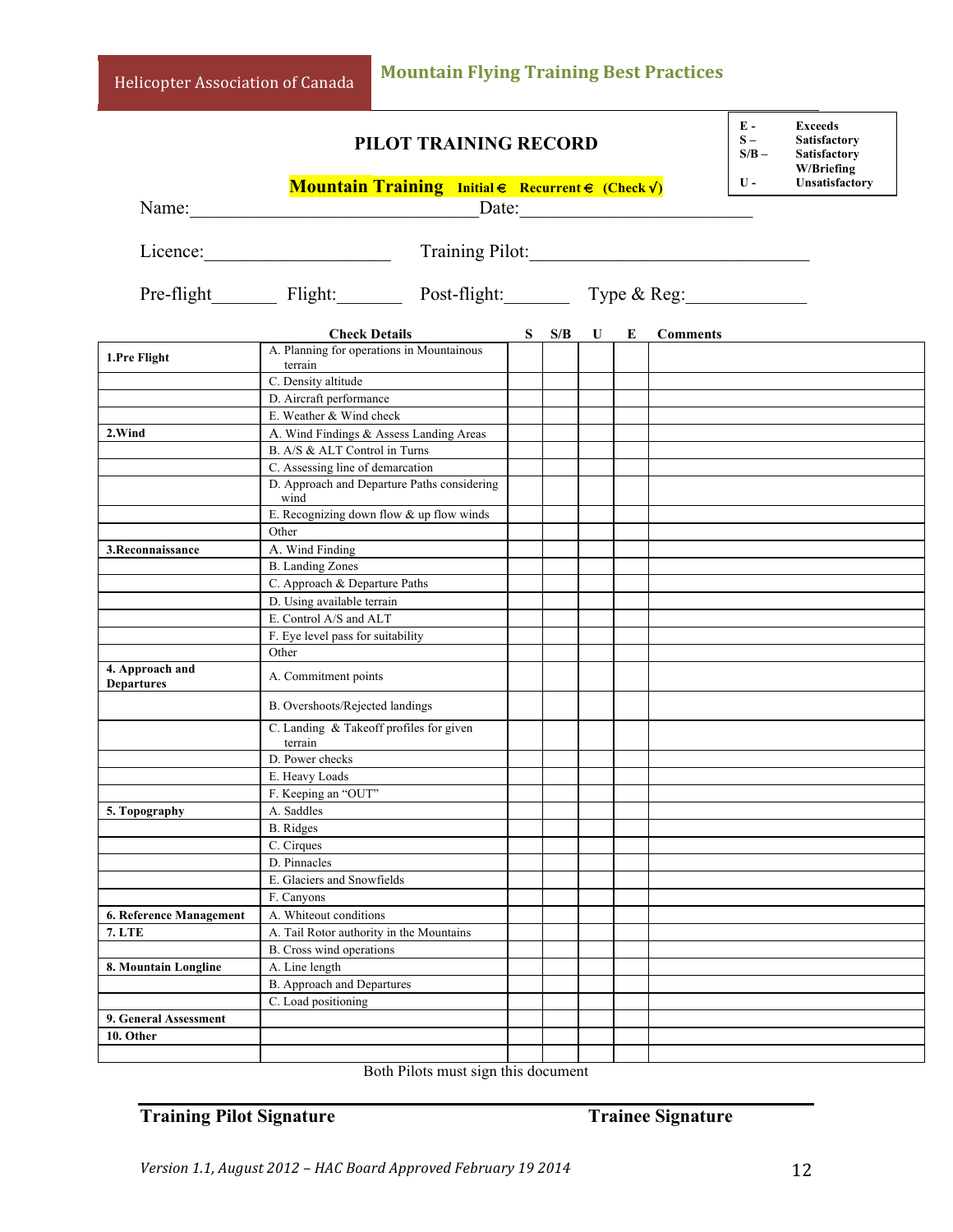# PILOT TRAINING RECORD

| | |
|---|---|
| E - | Exceeds |
| S – | Satisfactory |
| S/B – | Satisfactory W/Briefing |
| U - | Unsatisfactory |

**Mountain Training** **Initial € Recurrent € (Check √)**

Name:______________________________Date:________________________

Licence:___________________ Training Pilot:______________________________

Pre-flight_______ Flight:_______ Post-flight:_______ Type & Reg:____________

| | Check Details | S | S/B | U | E | Comments |
|---|---|---|---|---|---|---|
| **1.Pre Flight** | A. Planning for operations in Mountainous terrain | | | | | |
| | C. Density altitude | | | | | |
| | D. Aircraft performance | | | | | |
| | E. Weather & Wind check | | | | | |
| **2.Wind** | A. Wind Findings & Assess Landing Areas | | | | | |
| | B. A/S & ALT Control in Turns | | | | | |
| | C. Assessing line of demarcation | | | | | |
| | D. Approach and Departure Paths considering wind | | | | | |
| | E. Recognizing down flow & up flow winds | | | | | |
| | Other | | | | | |
| **3.Reconnaissance** | A. Wind Finding | | | | | |
| | B. Landing Zones | | | | | |
| | C. Approach & Departure Paths | | | | | |
| | D. Using available terrain | | | | | |
| | E. Control A/S and ALT | | | | | |
| | F. Eye level pass for suitability | | | | | |
| | Other | | | | | |
| **4. Approach and Departures** | A. Commitment points | | | | | |
| | B. Overshoots/Rejected landings | | | | | |
| | C. Landing & Takeoff profiles for given terrain | | | | | |
| | D. Power checks | | | | | |
| | E. Heavy Loads | | | | | |
| | F. Keeping an "OUT" | | | | | |
| **5. Topography** | A. Saddles | | | | | |
| | B. Ridges | | | | | |
| | C. Cirques | | | | | |
| | D. Pinnacles | | | | | |
| | E. Glaciers and Snowfields | | | | | |
| | F. Canyons | | | | | |
| **6. Reference Management** | A. Whiteout conditions | | | | | |
| **7. LTE** | A. Tail Rotor authority in the Mountains | | | | | |
| | B. Cross wind operations | | | | | |
| **8. Mountain Longline** | A. Line length | | | | | |
| | B. Approach and Departures | | | | | |
| | C. Load positioning | | | | | |
| **9. General Assessment** | | | | | | |
| **10. Other** | | | | | | |
| | | | | | | |

Both Pilots must sign this document

**Training Pilot Signature** **Trainee Signature**

*Version 1.1, August 2012 – HAC Board Approved February 19 2014*